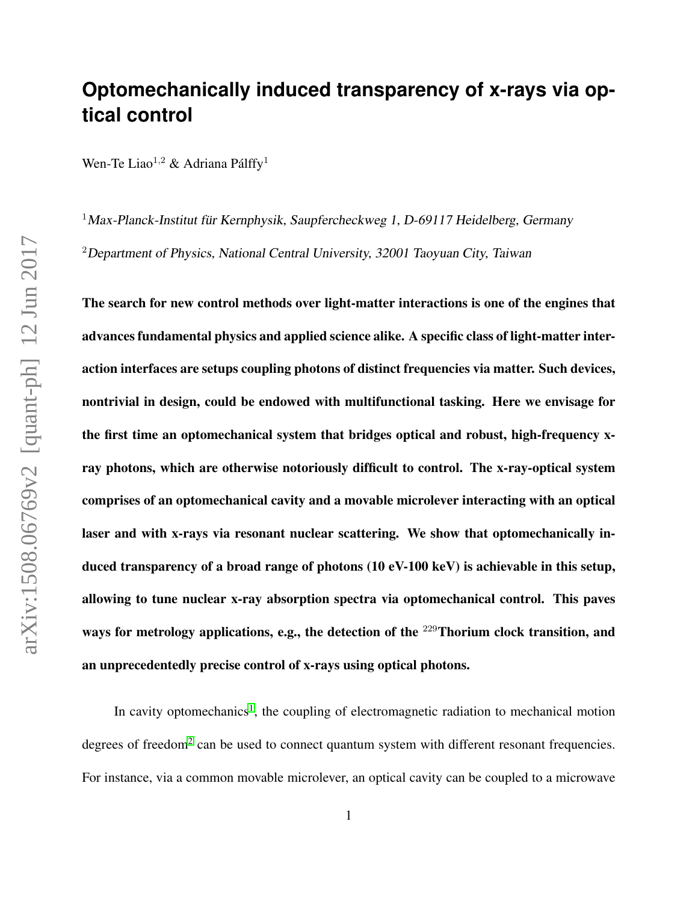# Optomechanically induced transparency of x-rays via optical control

Wen-Te Liao[1,2] & Adriana Pálffy[1]

[1] *Max-Planck-Institut für Kernphysik, Saupfercheckweg 1, D-69117 Heidelberg, Germany*

[2] *Department of Physics, National Central University, 32001 Taoyuan City, Taiwan*

**The search for new control methods over light-matter interactions is one of the engines that advances fundamental physics and applied science alike. A specific class of light-matter interaction interfaces are setups coupling photons of distinct frequencies via matter. Such devices, nontrivial in design, could be endowed with multifunctional tasking. Here we envisage for the first time an optomechanical system that bridges optical and robust, high-frequency x-ray photons, which are otherwise notoriously difficult to control. The x-ray-optical system comprises of an optomechanical cavity and a movable microlever interacting with an optical laser and with x-rays via resonant nuclear scattering. We show that optomechanically induced transparency of a broad range of photons (10 eV-100 keV) is achievable in this setup, allowing to tune nuclear x-ray absorption spectra via optomechanical control. This paves ways for metrology applications, e.g., the detection of the $^{229}$Thorium clock transition, and an unprecedentedly precise control of x-rays using optical photons.**

In cavity optomechanics[1], the coupling of electromagnetic radiation to mechanical motion degrees of freedom[2] can be used to connect quantum system with different resonant frequencies. For instance, via a common movable microlever, an optical cavity can be coupled to a microwave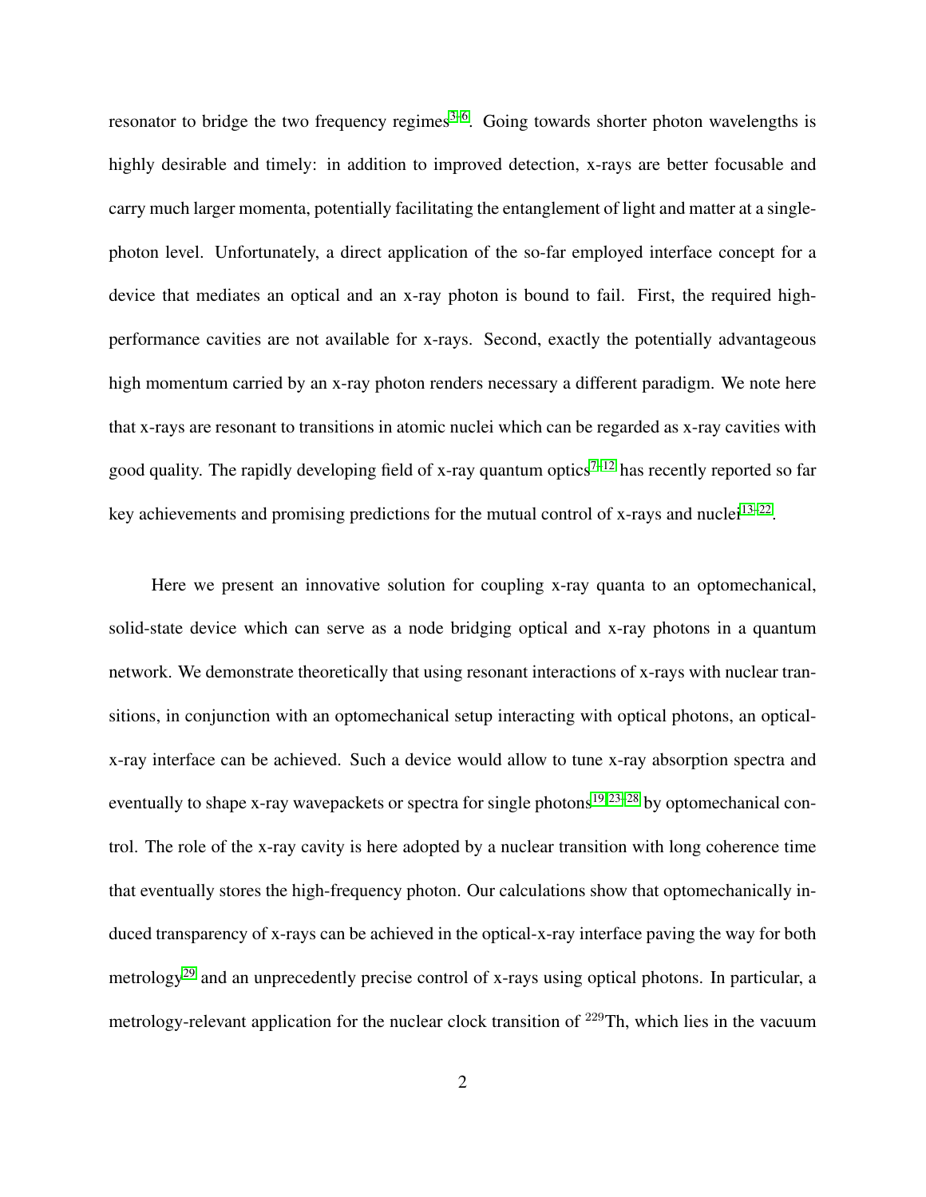resonator to bridge the two frequency regimes[3–6]. Going towards shorter photon wavelengths is highly desirable and timely: in addition to improved detection, x-rays are better focusable and carry much larger momenta, potentially facilitating the entanglement of light and matter at a single-photon level. Unfortunately, a direct application of the so-far employed interface concept for a device that mediates an optical and an x-ray photon is bound to fail. First, the required high-performance cavities are not available for x-rays. Second, exactly the potentially advantageous high momentum carried by an x-ray photon renders necessary a different paradigm. We note here that x-rays are resonant to transitions in atomic nuclei which can be regarded as x-ray cavities with good quality. The rapidly developing field of x-ray quantum optics[7–12] has recently reported so far key achievements and promising predictions for the mutual control of x-rays and nuclei[13–22].

Here we present an innovative solution for coupling x-ray quanta to an optomechanical, solid-state device which can serve as a node bridging optical and x-ray photons in a quantum network. We demonstrate theoretically that using resonant interactions of x-rays with nuclear transitions, in conjunction with an optomechanical setup interacting with optical photons, an optical-x-ray interface can be achieved. Such a device would allow to tune x-ray absorption spectra and eventually to shape x-ray wavepackets or spectra for single photons[19,23–28] by optomechanical control. The role of the x-ray cavity is here adopted by a nuclear transition with long coherence time that eventually stores the high-frequency photon. Our calculations show that optomechanically induced transparency of x-rays can be achieved in the optical-x-ray interface paving the way for both metrology[29] and an unprecedently precise control of x-rays using optical photons. In particular, a metrology-relevant application for the nuclear clock transition of $^{229}$Th, which lies in the vacuum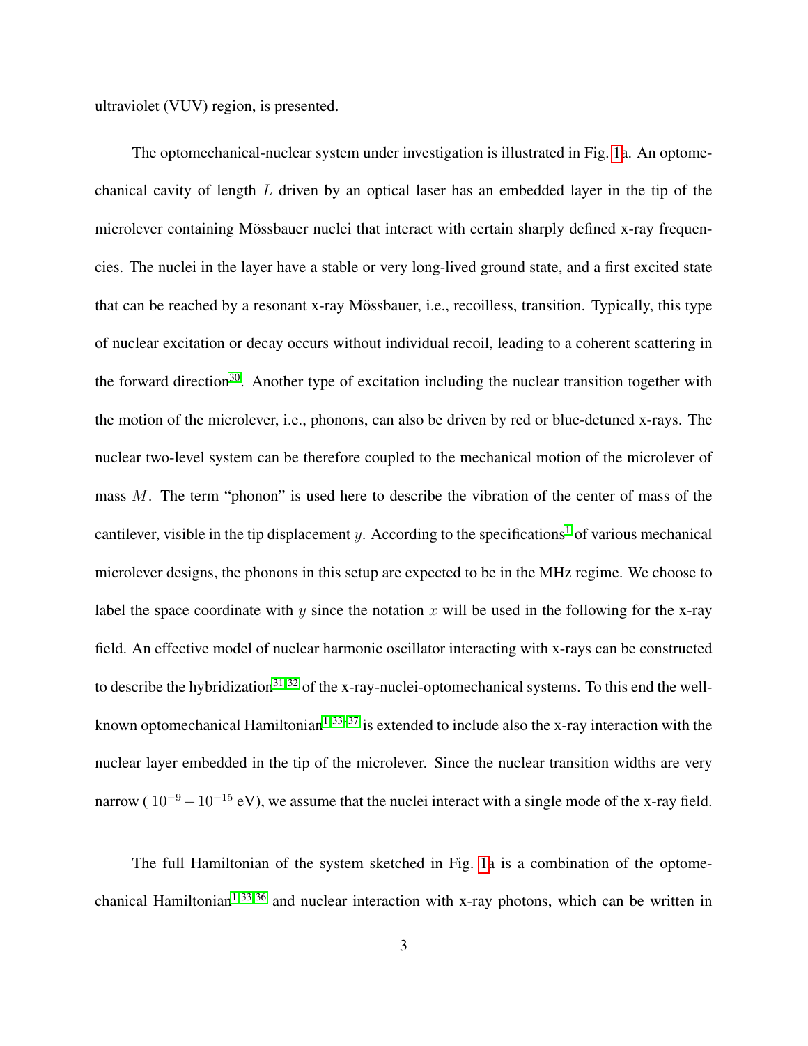ultraviolet (VUV) region, is presented.

The optomechanical-nuclear system under investigation is illustrated in Fig. 1a. An optomechanical cavity of length $L$ driven by an optical laser has an embedded layer in the tip of the microlever containing Mössbauer nuclei that interact with certain sharply defined x-ray frequencies. The nuclei in the layer have a stable or very long-lived ground state, and a first excited state that can be reached by a resonant x-ray Mössbauer, i.e., recoilless, transition. Typically, this type of nuclear excitation or decay occurs without individual recoil, leading to a coherent scattering in the forward direction[30]. Another type of excitation including the nuclear transition together with the motion of the microlever, i.e., phonons, can also be driven by red or blue-detuned x-rays. The nuclear two-level system can be therefore coupled to the mechanical motion of the microlever of mass $M$. The term "phonon" is used here to describe the vibration of the center of mass of the cantilever, visible in the tip displacement $y$. According to the specifications[1] of various mechanical microlever designs, the phonons in this setup are expected to be in the MHz regime. We choose to label the space coordinate with $y$ since the notation $x$ will be used in the following for the x-ray field. An effective model of nuclear harmonic oscillator interacting with x-rays can be constructed to describe the hybridization[31,32] of the x-ray-nuclei-optomechanical systems. To this end the well-known optomechanical Hamiltonian[1,33–37] is extended to include also the x-ray interaction with the nuclear layer embedded in the tip of the microlever. Since the nuclear transition widths are very narrow ( $10^{-9} - 10^{-15}$ eV), we assume that the nuclei interact with a single mode of the x-ray field.

The full Hamiltonian of the system sketched in Fig. 1a is a combination of the optomechanical Hamiltonian[1,33,36] and nuclear interaction with x-ray photons, which can be written in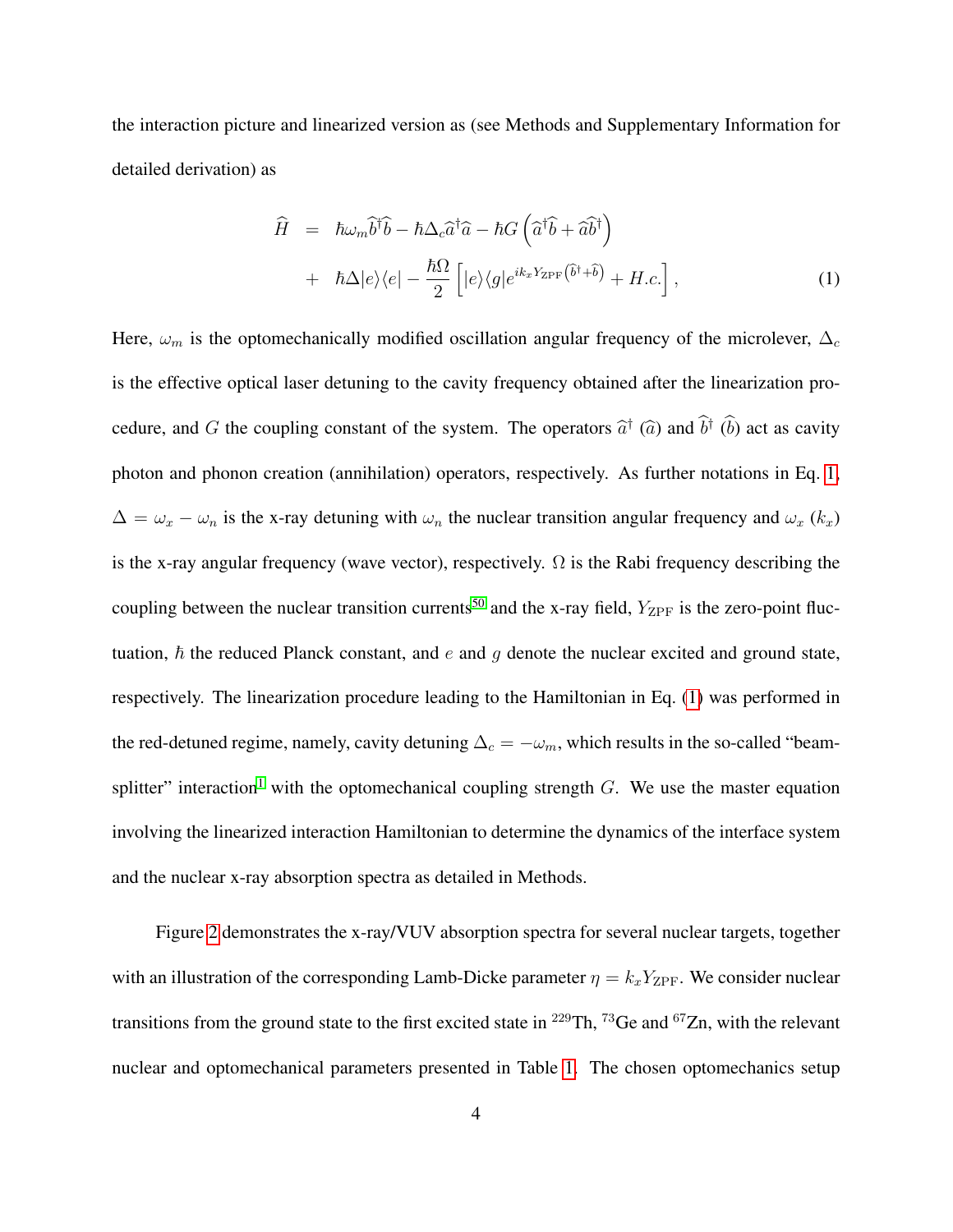the interaction picture and linearized version as (see Methods and Supplementary Information for detailed derivation) as

$$
\begin{aligned}
\widehat{H} &= \hbar\omega_m \widehat{b}^{\dagger}\widehat{b} - \hbar\Delta_c \widehat{a}^{\dagger}\widehat{a} - \hbar G\left(\widehat{a}^{\dagger}\widehat{b} + \widehat{a}\widehat{b}^{\dagger}\right) \\
&+ \hbar\Delta|e\rangle\langle e| - \frac{\hbar\Omega}{2}\left[|e\rangle\langle g|e^{ik_x Y_{\mathrm{ZPF}}\left(\widehat{b}^{\dagger}+\widehat{b}\right)} + H.c.\right],
\end{aligned} \tag{1}
$$

Here, $\omega_m$ is the optomechanically modified oscillation angular frequency of the microlever, $\Delta_c$ is the effective optical laser detuning to the cavity frequency obtained after the linearization procedure, and $G$ the coupling constant of the system. The operators $\widehat{a}^{\dagger}$ ($\widehat{a}$) and $\widehat{b}^{\dagger}$ ($\widehat{b}$) act as cavity photon and phonon creation (annihilation) operators, respectively. As further notations in Eq. 1, $\Delta = \omega_x - \omega_n$ is the x-ray detuning with $\omega_n$ the nuclear transition angular frequency and $\omega_x$ ($k_x$) is the x-ray angular frequency (wave vector), respectively. $\Omega$ is the Rabi frequency describing the coupling between the nuclear transition currents[50] and the x-ray field, $Y_{\mathrm{ZPF}}$ is the zero-point fluctuation, $\hbar$ the reduced Planck constant, and $e$ and $g$ denote the nuclear excited and ground state, respectively. The linearization procedure leading to the Hamiltonian in Eq. (1) was performed in the red-detuned regime, namely, cavity detuning $\Delta_c = -\omega_m$, which results in the so-called "beam-splitter" interaction[1] with the optomechanical coupling strength $G$. We use the master equation involving the linearized interaction Hamiltonian to determine the dynamics of the interface system and the nuclear x-ray absorption spectra as detailed in Methods.

Figure 2 demonstrates the x-ray/VUV absorption spectra for several nuclear targets, together with an illustration of the corresponding Lamb-Dicke parameter $\eta = k_x Y_{\mathrm{ZPF}}$. We consider nuclear transitions from the ground state to the first excited state in $^{229}$Th, $^{73}$Ge and $^{67}$Zn, with the relevant nuclear and optomechanical parameters presented in Table 1. The chosen optomechanics setup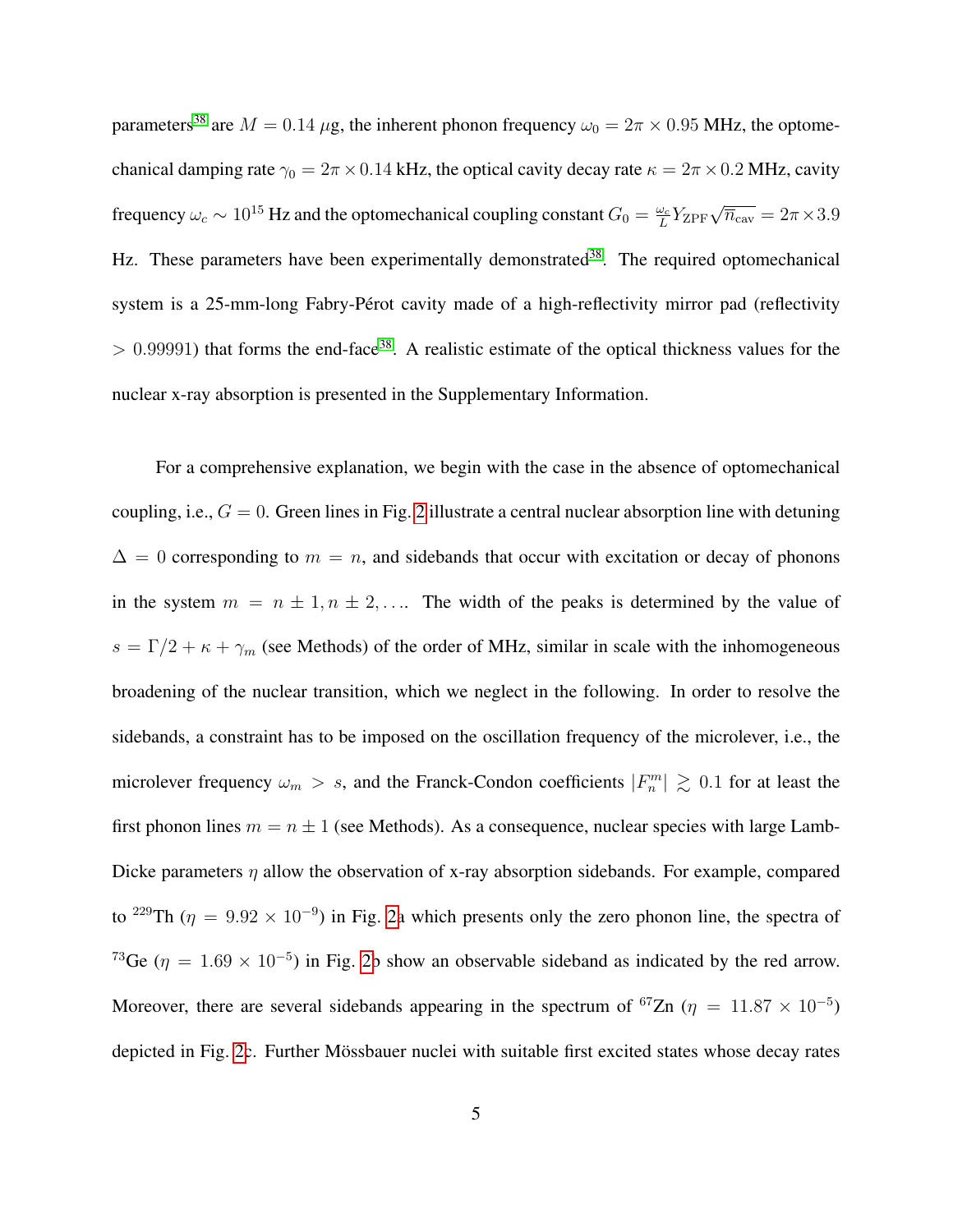parameters[38] are $M = 0.14\,\mu$g, the inherent phonon frequency $\omega_0 = 2\pi \times 0.95$ MHz, the optomechanical damping rate $\gamma_0 = 2\pi \times 0.14$ kHz, the optical cavity decay rate $\kappa = 2\pi \times 0.2$ MHz, cavity frequency $\omega_c \sim 10^{15}$ Hz and the optomechanical coupling constant $G_0 = \frac{\omega_c}{L} Y_{\text{ZPF}} \sqrt{\bar{n}_{\text{cav}}} = 2\pi \times 3.9$ Hz. These parameters have been experimentally demonstrated[38]. The required optomechanical system is a 25-mm-long Fabry-Pérot cavity made of a high-reflectivity mirror pad (reflectivity $> 0.99991$) that forms the end-face[38]. A realistic estimate of the optical thickness values for the nuclear x-ray absorption is presented in the Supplementary Information.

For a comprehensive explanation, we begin with the case in the absence of optomechanical coupling, i.e., $G = 0$. Green lines in Fig. 2 illustrate a central nuclear absorption line with detuning $\Delta = 0$ corresponding to $m = n$, and sidebands that occur with excitation or decay of phonons in the system $m = n \pm 1, n \pm 2, \ldots$. The width of the peaks is determined by the value of $s = \Gamma/2 + \kappa + \gamma_m$ (see Methods) of the order of MHz, similar in scale with the inhomogeneous broadening of the nuclear transition, which we neglect in the following. In order to resolve the sidebands, a constraint has to be imposed on the oscillation frequency of the microlever, i.e., the microlever frequency $\omega_m > s$, and the Franck-Condon coefficients $|F_n^m| \gtrsim 0.1$ for at least the first phonon lines $m = n \pm 1$ (see Methods). As a consequence, nuclear species with large Lamb-Dicke parameters $\eta$ allow the observation of x-ray absorption sidebands. For example, compared to $^{229}$Th ($\eta = 9.92 \times 10^{-9}$) in Fig. 2a which presents only the zero phonon line, the spectra of $^{73}$Ge ($\eta = 1.69 \times 10^{-5}$) in Fig. 2b show an observable sideband as indicated by the red arrow. Moreover, there are several sidebands appearing in the spectrum of $^{67}$Zn ($\eta = 11.87 \times 10^{-5}$) depicted in Fig. 2c. Further Mössbauer nuclei with suitable first excited states whose decay rates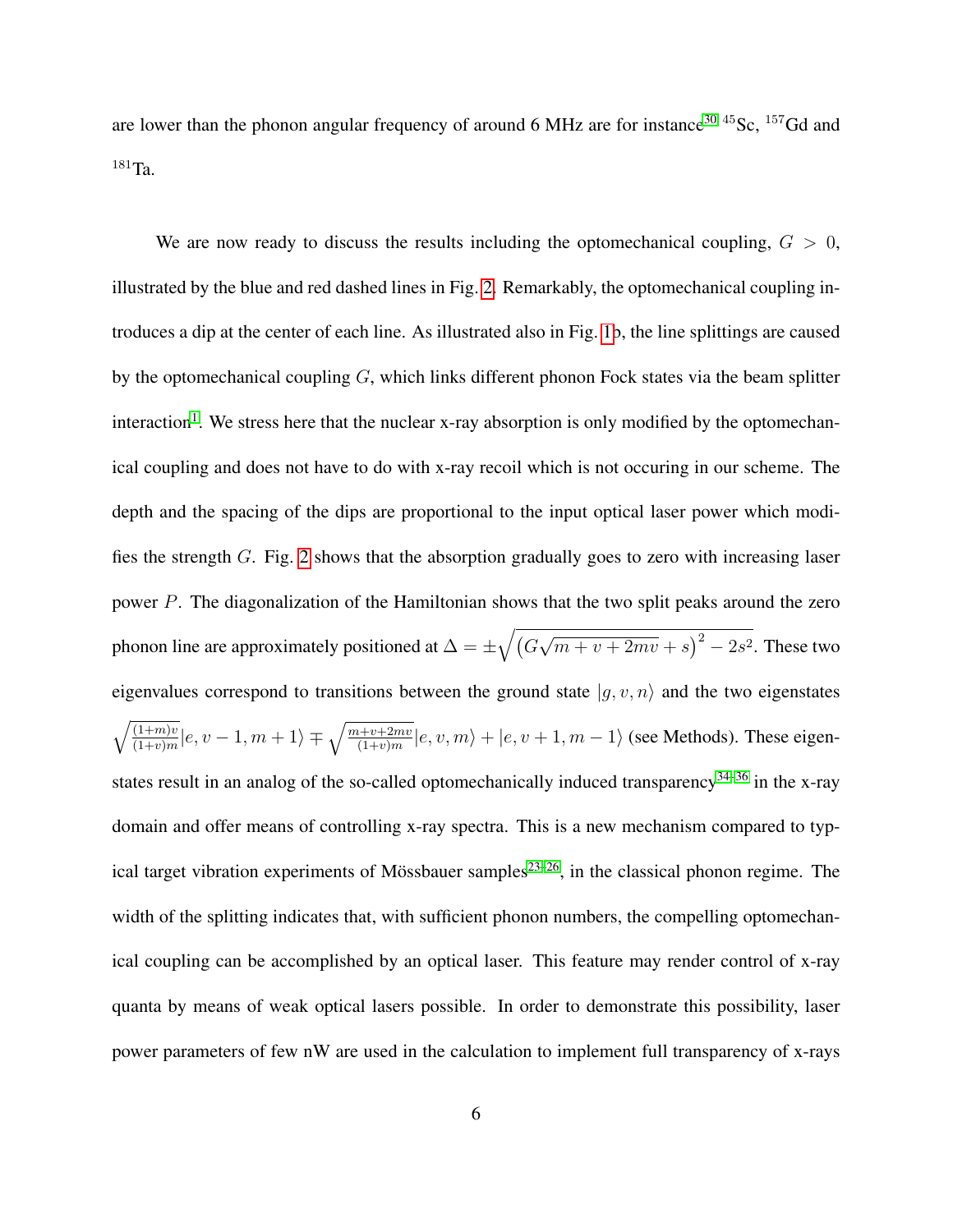are lower than the phonon angular frequency of around 6 MHz are for instance[30] $^{45}$Sc, $^{157}$Gd and $^{181}$Ta.

We are now ready to discuss the results including the optomechanical coupling, $G > 0$, illustrated by the blue and red dashed lines in Fig. 2. Remarkably, the optomechanical coupling introduces a dip at the center of each line. As illustrated also in Fig. 1b, the line splittings are caused by the optomechanical coupling $G$, which links different phonon Fock states via the beam splitter interaction[1]. We stress here that the nuclear x-ray absorption is only modified by the optomechanical coupling and does not have to do with x-ray recoil which is not occuring in our scheme. The depth and the spacing of the dips are proportional to the input optical laser power which modifies the strength $G$. Fig. 2 shows that the absorption gradually goes to zero with increasing laser power $P$. The diagonalization of the Hamiltonian shows that the two split peaks around the zero phonon line are approximately positioned at $\Delta = \pm\sqrt{\left(G\sqrt{m+v+2mv}+s\right)^2 - 2s^2}$. These two eigenvalues correspond to transitions between the ground state $|g, v, n\rangle$ and the two eigenstates $\sqrt{\frac{(1+m)v}{(1+v)m}}|e, v-1, m+1\rangle \mp \sqrt{\frac{m+v+2mv}{(1+v)m}}|e, v, m\rangle + |e, v+1, m-1\rangle$ (see Methods). These eigenstates result in an analog of the so-called optomechanically induced transparency[34–36] in the x-ray domain and offer means of controlling x-ray spectra. This is a new mechanism compared to typical target vibration experiments of Mössbauer samples[23–26], in the classical phonon regime. The width of the splitting indicates that, with sufficient phonon numbers, the compelling optomechanical coupling can be accomplished by an optical laser. This feature may render control of x-ray quanta by means of weak optical lasers possible. In order to demonstrate this possibility, laser power parameters of few nW are used in the calculation to implement full transparency of x-rays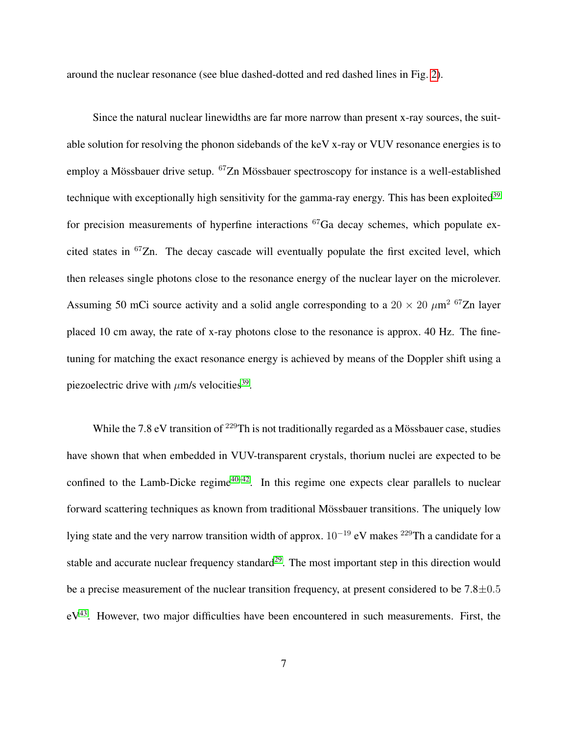around the nuclear resonance (see blue dashed-dotted and red dashed lines in Fig. 2).

Since the natural nuclear linewidths are far more narrow than present x-ray sources, the suitable solution for resolving the phonon sidebands of the keV x-ray or VUV resonance energies is to employ a Mössbauer drive setup. $^{67}$Zn Mössbauer spectroscopy for instance is a well-established technique with exceptionally high sensitivity for the gamma-ray energy. This has been exploited[39] for precision measurements of hyperfine interactions $^{67}$Ga decay schemes, which populate excited states in $^{67}$Zn. The decay cascade will eventually populate the first excited level, which then releases single photons close to the resonance energy of the nuclear layer on the microlever. Assuming 50 mCi source activity and a solid angle corresponding to a $20 \times 20$ $\mu$m$^2$ $^{67}$Zn layer placed 10 cm away, the rate of x-ray photons close to the resonance is approx. 40 Hz. The fine-tuning for matching the exact resonance energy is achieved by means of the Doppler shift using a piezoelectric drive with $\mu$m/s velocities[39].

While the 7.8 eV transition of $^{229}$Th is not traditionally regarded as a Mössbauer case, studies have shown that when embedded in VUV-transparent crystals, thorium nuclei are expected to be confined to the Lamb-Dicke regime[40–42]. In this regime one expects clear parallels to nuclear forward scattering techniques as known from traditional Mössbauer transitions. The uniquely low lying state and the very narrow transition width of approx. $10^{-19}$ eV makes $^{229}$Th a candidate for a stable and accurate nuclear frequency standard[29]. The most important step in this direction would be a precise measurement of the nuclear transition frequency, at present considered to be 7.8$\pm$0.5 eV[43]. However, two major difficulties have been encountered in such measurements. First, the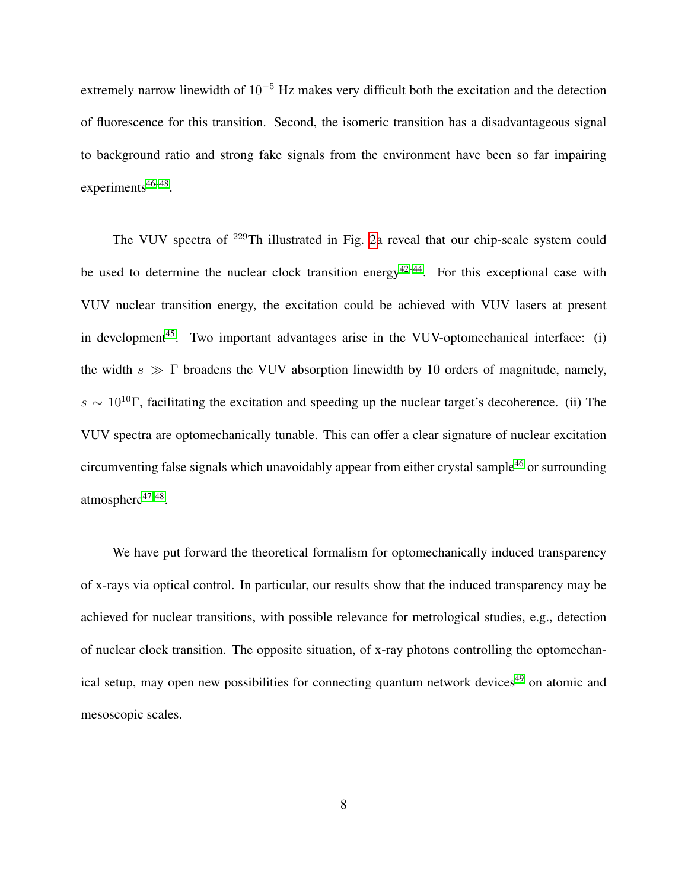extremely narrow linewidth of $10^{-5}$ Hz makes very difficult both the excitation and the detection of fluorescence for this transition. Second, the isomeric transition has a disadvantageous signal to background ratio and strong fake signals from the environment have been so far impairing experiments[46–48].

The VUV spectra of $^{229}$Th illustrated in Fig. 2a reveal that our chip-scale system could be used to determine the nuclear clock transition energy[42–44]. For this exceptional case with VUV nuclear transition energy, the excitation could be achieved with VUV lasers at present in development[45]. Two important advantages arise in the VUV-optomechanical interface: (i) the width $s \gg \Gamma$ broadens the VUV absorption linewidth by 10 orders of magnitude, namely, $s \sim 10^{10}\Gamma$, facilitating the excitation and speeding up the nuclear target's decoherence. (ii) The VUV spectra are optomechanically tunable. This can offer a clear signature of nuclear excitation circumventing false signals which unavoidably appear from either crystal sample[46] or surrounding atmosphere[47,48].

We have put forward the theoretical formalism for optomechanically induced transparency of x-rays via optical control. In particular, our results show that the induced transparency may be achieved for nuclear transitions, with possible relevance for metrological studies, e.g., detection of nuclear clock transition. The opposite situation, of x-ray photons controlling the optomechanical setup, may open new possibilities for connecting quantum network devices[49] on atomic and mesoscopic scales.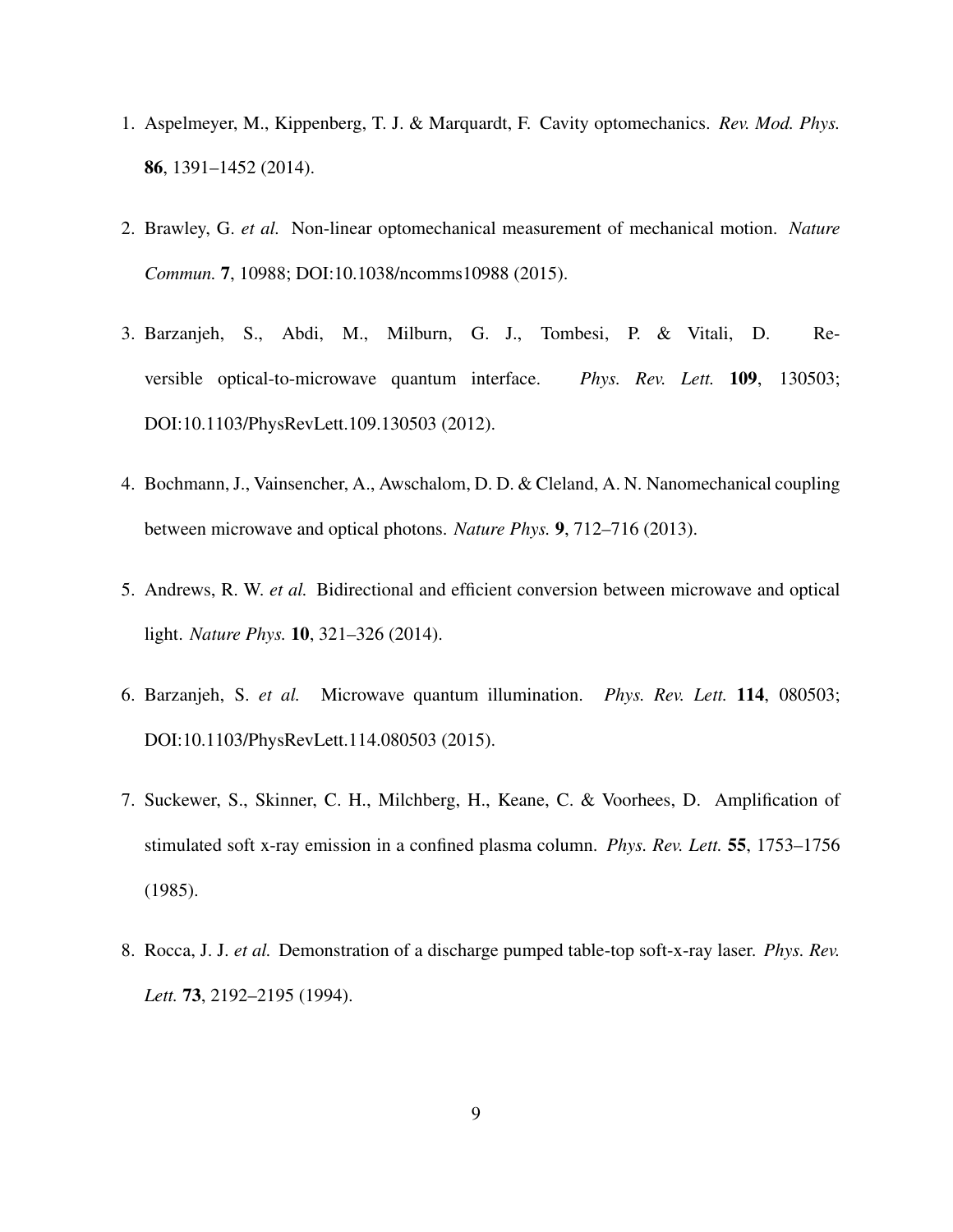1. Aspelmeyer, M., Kippenberg, T. J. & Marquardt, F. Cavity optomechanics. *Rev. Mod. Phys.* **86**, 1391–1452 (2014).

2. Brawley, G. *et al.* Non-linear optomechanical measurement of mechanical motion. *Nature Commun.* **7**, 10988; DOI:10.1038/ncomms10988 (2015).

3. Barzanjeh, S., Abdi, M., Milburn, G. J., Tombesi, P. & Vitali, D. Reversible optical-to-microwave quantum interface. *Phys. Rev. Lett.* **109**, 130503; DOI:10.1103/PhysRevLett.109.130503 (2012).

4. Bochmann, J., Vainsencher, A., Awschalom, D. D. & Cleland, A. N. Nanomechanical coupling between microwave and optical photons. *Nature Phys.* **9**, 712–716 (2013).

5. Andrews, R. W. *et al.* Bidirectional and efficient conversion between microwave and optical light. *Nature Phys.* **10**, 321–326 (2014).

6. Barzanjeh, S. *et al.* Microwave quantum illumination. *Phys. Rev. Lett.* **114**, 080503; DOI:10.1103/PhysRevLett.114.080503 (2015).

7. Suckewer, S., Skinner, C. H., Milchberg, H., Keane, C. & Voorhees, D. Amplification of stimulated soft x-ray emission in a confined plasma column. *Phys. Rev. Lett.* **55**, 1753–1756 (1985).

8. Rocca, J. J. *et al.* Demonstration of a discharge pumped table-top soft-x-ray laser. *Phys. Rev. Lett.* **73**, 2192–2195 (1994).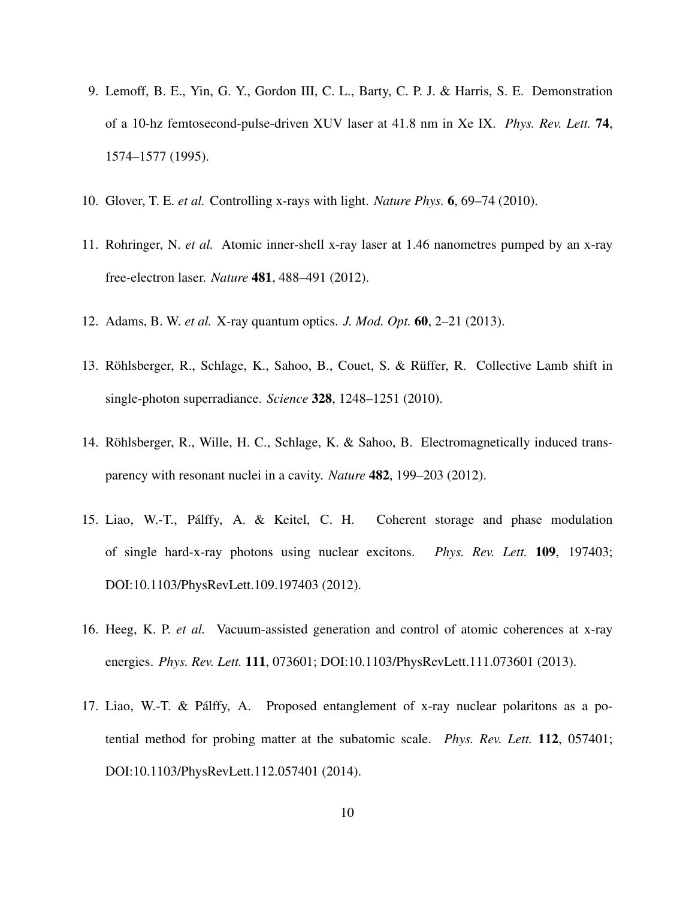9. Lemoff, B. E., Yin, G. Y., Gordon III, C. L., Barty, C. P. J. & Harris, S. E. Demonstration of a 10-hz femtosecond-pulse-driven XUV laser at 41.8 nm in Xe IX. *Phys. Rev. Lett.* **74**, 1574–1577 (1995).

10. Glover, T. E. *et al.* Controlling x-rays with light. *Nature Phys.* **6**, 69–74 (2010).

11. Rohringer, N. *et al.* Atomic inner-shell x-ray laser at 1.46 nanometres pumped by an x-ray free-electron laser. *Nature* **481**, 488–491 (2012).

12. Adams, B. W. *et al.* X-ray quantum optics. *J. Mod. Opt.* **60**, 2–21 (2013).

13. Röhlsberger, R., Schlage, K., Sahoo, B., Couet, S. & Rüffer, R. Collective Lamb shift in single-photon superradiance. *Science* **328**, 1248–1251 (2010).

14. Röhlsberger, R., Wille, H. C., Schlage, K. & Sahoo, B. Electromagnetically induced transparency with resonant nuclei in a cavity. *Nature* **482**, 199–203 (2012).

15. Liao, W.-T., Pálffy, A. & Keitel, C. H. Coherent storage and phase modulation of single hard-x-ray photons using nuclear excitons. *Phys. Rev. Lett.* **109**, 197403; DOI:10.1103/PhysRevLett.109.197403 (2012).

16. Heeg, K. P. *et al.* Vacuum-assisted generation and control of atomic coherences at x-ray energies. *Phys. Rev. Lett.* **111**, 073601; DOI:10.1103/PhysRevLett.111.073601 (2013).

17. Liao, W.-T. & Pálffy, A. Proposed entanglement of x-ray nuclear polaritons as a potential method for probing matter at the subatomic scale. *Phys. Rev. Lett.* **112**, 057401; DOI:10.1103/PhysRevLett.112.057401 (2014).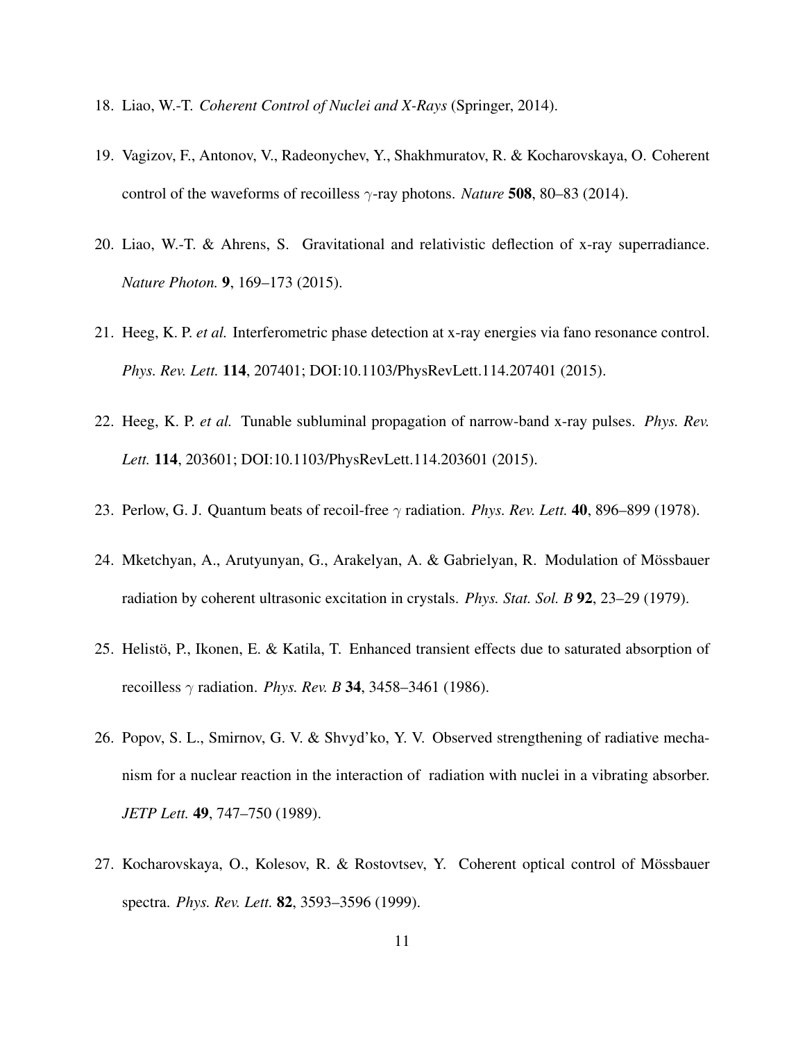18. Liao, W.-T. *Coherent Control of Nuclei and X-Rays* (Springer, 2014).

19. Vagizov, F., Antonov, V., Radeonychev, Y., Shakhmuratov, R. & Kocharovskaya, O. Coherent control of the waveforms of recoilless $\gamma$-ray photons. *Nature* **508**, 80–83 (2014).

20. Liao, W.-T. & Ahrens, S. Gravitational and relativistic deflection of x-ray superradiance. *Nature Photon.* **9**, 169–173 (2015).

21. Heeg, K. P. *et al.* Interferometric phase detection at x-ray energies via fano resonance control. *Phys. Rev. Lett.* **114**, 207401; DOI:10.1103/PhysRevLett.114.207401 (2015).

22. Heeg, K. P. *et al.* Tunable subluminal propagation of narrow-band x-ray pulses. *Phys. Rev. Lett.* **114**, 203601; DOI:10.1103/PhysRevLett.114.203601 (2015).

23. Perlow, G. J. Quantum beats of recoil-free $\gamma$ radiation. *Phys. Rev. Lett.* **40**, 896–899 (1978).

24. Mketchyan, A., Arutyunyan, G., Arakelyan, A. & Gabrielyan, R. Modulation of Mössbauer radiation by coherent ultrasonic excitation in crystals. *Phys. Stat. Sol. B* **92**, 23–29 (1979).

25. Helistö, P., Ikonen, E. & Katila, T. Enhanced transient effects due to saturated absorption of recoilless $\gamma$ radiation. *Phys. Rev. B* **34**, 3458–3461 (1986).

26. Popov, S. L., Smirnov, G. V. & Shvyd'ko, Y. V. Observed strengthening of radiative mechanism for a nuclear reaction in the interaction of radiation with nuclei in a vibrating absorber. *JETP Lett.* **49**, 747–750 (1989).

27. Kocharovskaya, O., Kolesov, R. & Rostovtsev, Y. Coherent optical control of Mössbauer spectra. *Phys. Rev. Lett.* **82**, 3593–3596 (1999).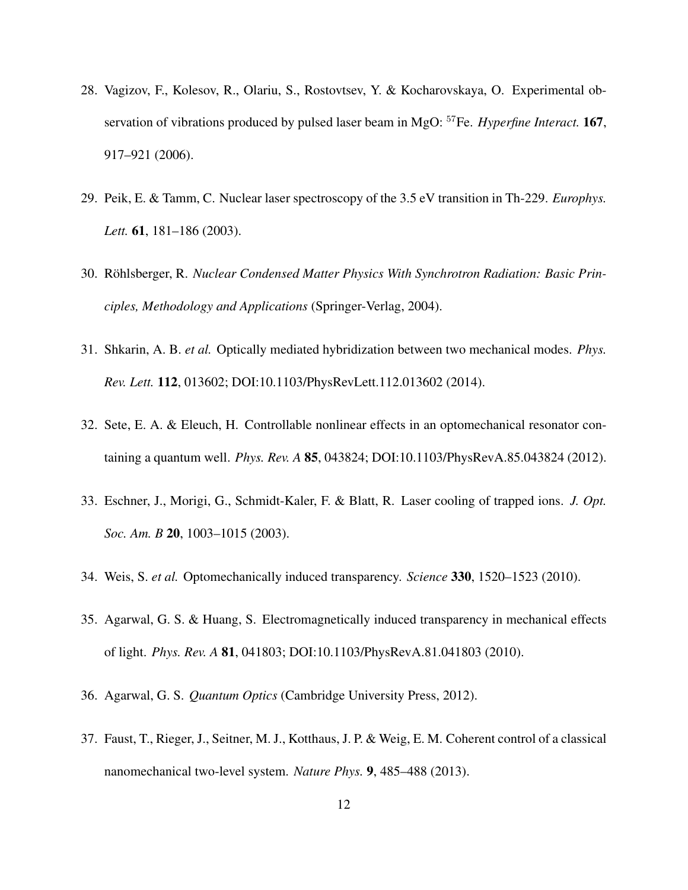28. Vagizov, F., Kolesov, R., Olariu, S., Rostovtsev, Y. & Kocharovskaya, O. Experimental observation of vibrations produced by pulsed laser beam in MgO: $^{57}$Fe. *Hyperfine Interact.* **167**, 917–921 (2006).

29. Peik, E. & Tamm, C. Nuclear laser spectroscopy of the 3.5 eV transition in Th-229. *Europhys. Lett.* **61**, 181–186 (2003).

30. Röhlsberger, R. *Nuclear Condensed Matter Physics With Synchrotron Radiation: Basic Principles, Methodology and Applications* (Springer-Verlag, 2004).

31. Shkarin, A. B. *et al.* Optically mediated hybridization between two mechanical modes. *Phys. Rev. Lett.* **112**, 013602; DOI:10.1103/PhysRevLett.112.013602 (2014).

32. Sete, E. A. & Eleuch, H. Controllable nonlinear effects in an optomechanical resonator containing a quantum well. *Phys. Rev. A* **85**, 043824; DOI:10.1103/PhysRevA.85.043824 (2012).

33. Eschner, J., Morigi, G., Schmidt-Kaler, F. & Blatt, R. Laser cooling of trapped ions. *J. Opt. Soc. Am. B* **20**, 1003–1015 (2003).

34. Weis, S. *et al.* Optomechanically induced transparency. *Science* **330**, 1520–1523 (2010).

35. Agarwal, G. S. & Huang, S. Electromagnetically induced transparency in mechanical effects of light. *Phys. Rev. A* **81**, 041803; DOI:10.1103/PhysRevA.81.041803 (2010).

36. Agarwal, G. S. *Quantum Optics* (Cambridge University Press, 2012).

37. Faust, T., Rieger, J., Seitner, M. J., Kotthaus, J. P. & Weig, E. M. Coherent control of a classical nanomechanical two-level system. *Nature Phys.* **9**, 485–488 (2013).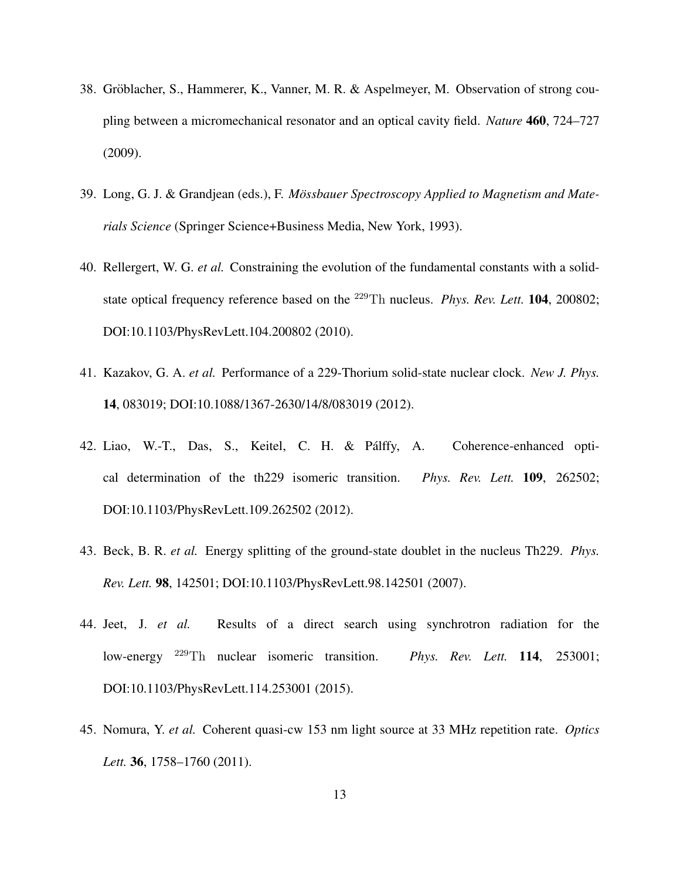38. Gröblacher, S., Hammerer, K., Vanner, M. R. & Aspelmeyer, M. Observation of strong coupling between a micromechanical resonator and an optical cavity field. *Nature* **460**, 724–727 (2009).

39. Long, G. J. & Grandjean (eds.), F. *Mössbauer Spectroscopy Applied to Magnetism and Materials Science* (Springer Science+Business Media, New York, 1993).

40. Rellergert, W. G. *et al.* Constraining the evolution of the fundamental constants with a solid-state optical frequency reference based on the $^{229}\mathrm{Th}$ nucleus. *Phys. Rev. Lett.* **104**, 200802; DOI:10.1103/PhysRevLett.104.200802 (2010).

41. Kazakov, G. A. *et al.* Performance of a 229-Thorium solid-state nuclear clock. *New J. Phys.* **14**, 083019; DOI:10.1088/1367-2630/14/8/083019 (2012).

42. Liao, W.-T., Das, S., Keitel, C. H. & Pálffy, A. Coherence-enhanced optical determination of the th229 isomeric transition. *Phys. Rev. Lett.* **109**, 262502; DOI:10.1103/PhysRevLett.109.262502 (2012).

43. Beck, B. R. *et al.* Energy splitting of the ground-state doublet in the nucleus Th229. *Phys. Rev. Lett.* **98**, 142501; DOI:10.1103/PhysRevLett.98.142501 (2007).

44. Jeet, J. *et al.* Results of a direct search using synchrotron radiation for the low-energy $^{229}\mathrm{Th}$ nuclear isomeric transition. *Phys. Rev. Lett.* **114**, 253001; DOI:10.1103/PhysRevLett.114.253001 (2015).

45. Nomura, Y. *et al.* Coherent quasi-cw 153 nm light source at 33 MHz repetition rate. *Optics Lett.* **36**, 1758–1760 (2011).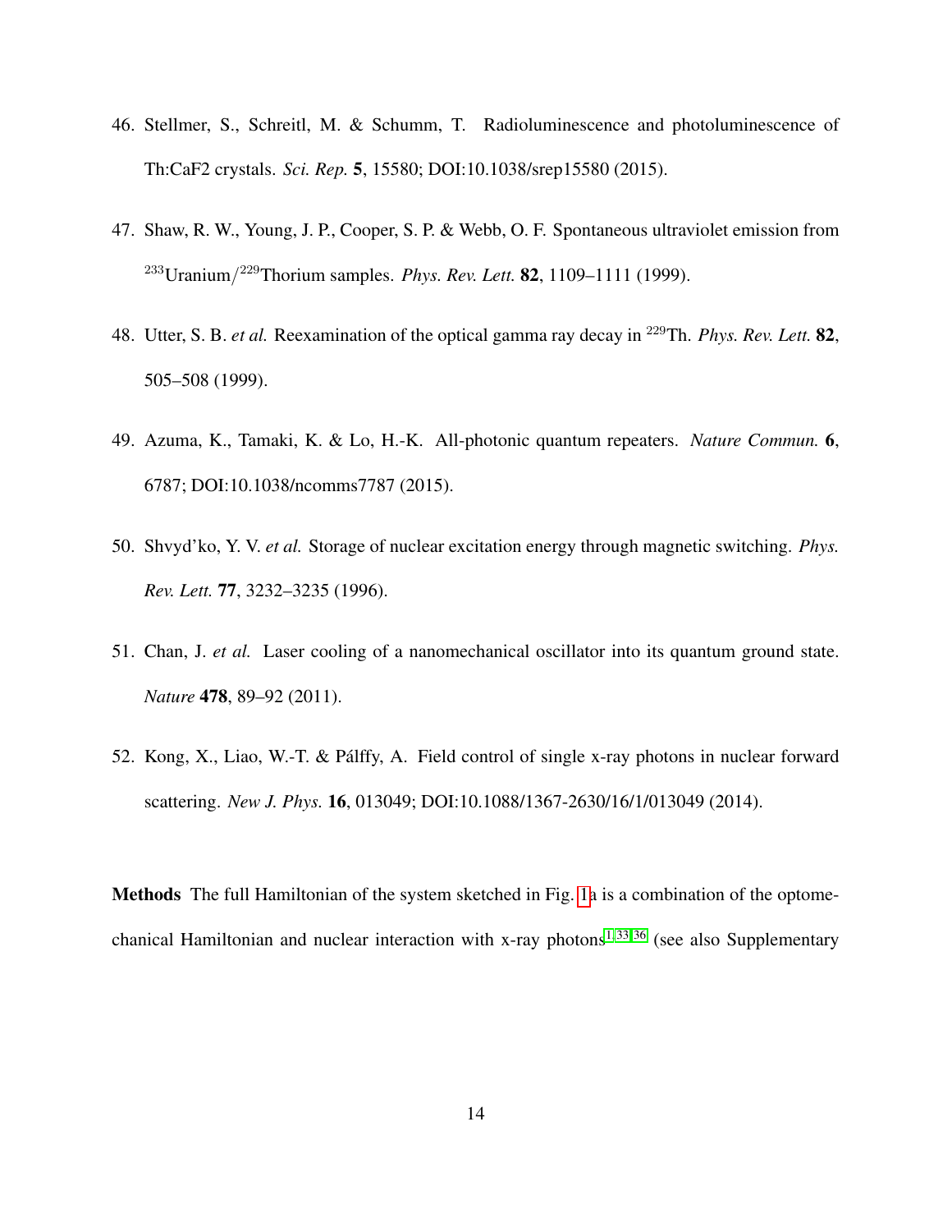46. Stellmer, S., Schreitl, M. & Schumm, T. Radioluminescence and photoluminescence of Th:CaF2 crystals. *Sci. Rep.* **5**, 15580; DOI:10.1038/srep15580 (2015).

47. Shaw, R. W., Young, J. P., Cooper, S. P. & Webb, O. F. Spontaneous ultraviolet emission from $^{233}$Uranium/$^{229}$Thorium samples. *Phys. Rev. Lett.* **82**, 1109–1111 (1999).

48. Utter, S. B. *et al.* Reexamination of the optical gamma ray decay in $^{229}$Th. *Phys. Rev. Lett.* **82**, 505–508 (1999).

49. Azuma, K., Tamaki, K. & Lo, H.-K. All-photonic quantum repeaters. *Nature Commun.* **6**, 6787; DOI:10.1038/ncomms7787 (2015).

50. Shvyd'ko, Y. V. *et al.* Storage of nuclear excitation energy through magnetic switching. *Phys. Rev. Lett.* **77**, 3232–3235 (1996).

51. Chan, J. *et al.* Laser cooling of a nanomechanical oscillator into its quantum ground state. *Nature* **478**, 89–92 (2011).

52. Kong, X., Liao, W.-T. & Pálffy, A. Field control of single x-ray photons in nuclear forward scattering. *New J. Phys.* **16**, 013049; DOI:10.1088/1367-2630/16/1/013049 (2014).

**Methods** The full Hamiltonian of the system sketched in Fig. 1a is a combination of the optomechanical Hamiltonian and nuclear interaction with x-ray photons[1,33,36] (see also Supplementary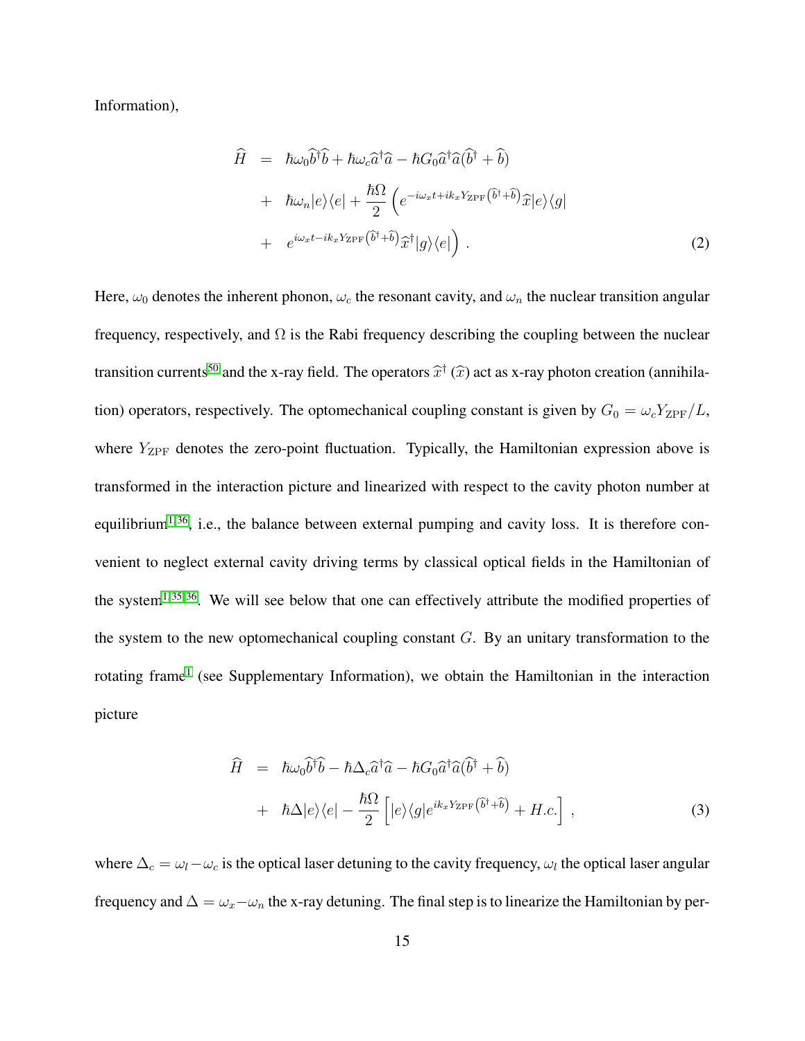Information),

$$
\begin{aligned}
\widehat{H} &= \hbar\omega_0 \widehat{b}^\dagger \widehat{b} + \hbar\omega_c \widehat{a}^\dagger \widehat{a} - \hbar G_0 \widehat{a}^\dagger \widehat{a} (\widehat{b}^\dagger + \widehat{b}) \\
&+ \hbar\omega_n |e\rangle\langle e| + \frac{\hbar\Omega}{2} \left( e^{-i\omega_x t + ik_x Y_{\mathrm{ZPF}} \left(\widehat{b}^\dagger + \widehat{b}\right)} \widehat{x} |e\rangle\langle g| \right. \\
&+ \left. e^{i\omega_x t - ik_x Y_{\mathrm{ZPF}} \left(\widehat{b}^\dagger + \widehat{b}\right)} \widehat{x}^\dagger |g\rangle\langle e| \right) . \qquad (2)
\end{aligned}
$$

Here, $\omega_0$ denotes the inherent phonon, $\omega_c$ the resonant cavity, and $\omega_n$ the nuclear transition angular frequency, respectively, and $\Omega$ is the Rabi frequency describing the coupling between the nuclear transition currents[50] and the x-ray field. The operators $\widehat{x}^\dagger$ ($\widehat{x}$) act as x-ray photon creation (annihilation) operators, respectively. The optomechanical coupling constant is given by $G_0 = \omega_c Y_{\mathrm{ZPF}}/L$, where $Y_{\mathrm{ZPF}}$ denotes the zero-point fluctuation. Typically, the Hamiltonian expression above is transformed in the interaction picture and linearized with respect to the cavity photon number at equilibrium[1,36], i.e., the balance between external pumping and cavity loss. It is therefore convenient to neglect external cavity driving terms by classical optical fields in the Hamiltonian of the system[1,35,36]. We will see below that one can effectively attribute the modified properties of the system to the new optomechanical coupling constant $G$. By an unitary transformation to the rotating frame[1] (see Supplementary Information), we obtain the Hamiltonian in the interaction picture

$$
\begin{aligned}
\widehat{H} &= \hbar\omega_0 \widehat{b}^\dagger \widehat{b} - \hbar\Delta_c \widehat{a}^\dagger \widehat{a} - \hbar G_0 \widehat{a}^\dagger \widehat{a} (\widehat{b}^\dagger + \widehat{b}) \\
&+ \hbar\Delta |e\rangle\langle e| - \frac{\hbar\Omega}{2} \left[ |e\rangle\langle g| e^{ik_x Y_{\mathrm{ZPF}} \left(\widehat{b}^\dagger + \widehat{b}\right)} + H.c. \right] , \qquad (3)
\end{aligned}
$$

where $\Delta_c = \omega_l - \omega_c$ is the optical laser detuning to the cavity frequency, $\omega_l$ the optical laser angular frequency and $\Delta = \omega_x - \omega_n$ the x-ray detuning. The final step is to linearize the Hamiltonian by per-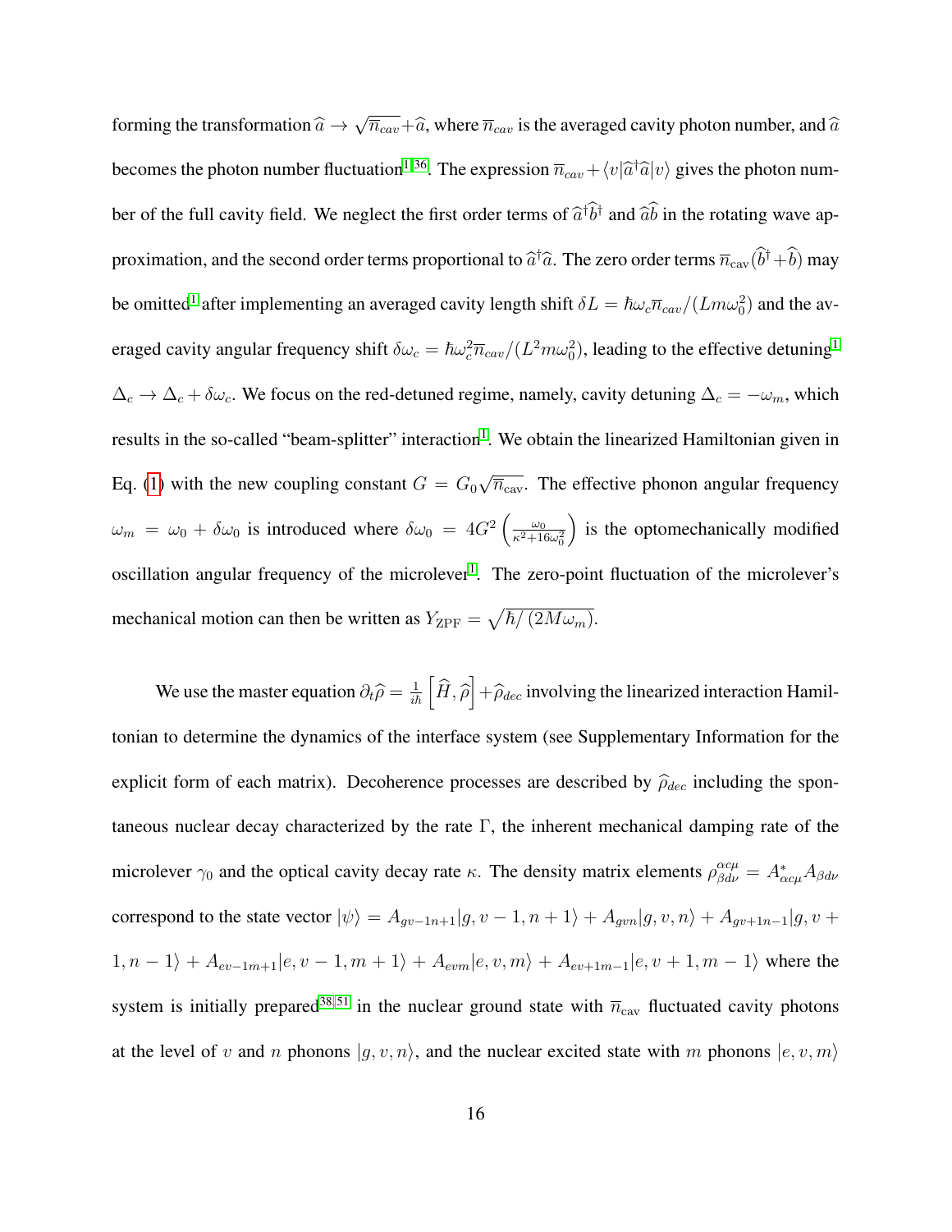forming the transformation $\widehat{a} \to \sqrt{\overline{n}_{cav}} + \widehat{a}$, where $\overline{n}_{cav}$ is the averaged cavity photon number, and $\widehat{a}$ becomes the photon number fluctuation[1,36]. The expression $\overline{n}_{cav} + \langle v|\widehat{a}^{\dagger}\widehat{a}|v\rangle$ gives the photon number of the full cavity field. We neglect the first order terms of $\widehat{a}^{\dagger}\widehat{b}^{\dagger}$ and $\widehat{a}\widehat{b}$ in the rotating wave approximation, and the second order terms proportional to $\widehat{a}^{\dagger}\widehat{a}$. The zero order terms $\overline{n}_{\rm cav}(\widehat{b}^{\dagger} + \widehat{b})$ may be omitted[1] after implementing an averaged cavity length shift $\delta L = \hbar\omega_c\overline{n}_{cav}/(Lm\omega_0^2)$ and the averaged cavity angular frequency shift $\delta\omega_c = \hbar\omega_c^2\overline{n}_{cav}/(L^2 m\omega_0^2)$, leading to the effective detuning[1] $\Delta_c \to \Delta_c + \delta\omega_c$. We focus on the red-detuned regime, namely, cavity detuning $\Delta_c = -\omega_m$, which results in the so-called "beam-splitter" interaction[1]. We obtain the linearized Hamiltonian given in Eq. (1) with the new coupling constant $G = G_0\sqrt{\overline{n}_{\rm cav}}$. The effective phonon angular frequency $\omega_m = \omega_0 + \delta\omega_0$ is introduced where $\delta\omega_0 = 4G^2\left(\frac{\omega_0}{\kappa^2+16\omega_0^2}\right)$ is the optomechanically modified oscillation angular frequency of the microlever[1]. The zero-point fluctuation of the microlever's mechanical motion can then be written as $Y_{\rm ZPF} = \sqrt{\hbar/(2M\omega_m)}$.

We use the master equation $\partial_t\widehat{\rho} = \frac{1}{i\hbar}\left[\widehat{H}, \widehat{\rho}\right] + \widehat{\rho}_{dec}$ involving the linearized interaction Hamiltonian to determine the dynamics of the interface system (see Supplementary Information for the explicit form of each matrix). Decoherence processes are described by $\widehat{\rho}_{dec}$ including the spontaneous nuclear decay characterized by the rate $\Gamma$, the inherent mechanical damping rate of the microlever $\gamma_0$ and the optical cavity decay rate $\kappa$. The density matrix elements $\rho^{\alpha c\mu}_{\beta d\nu} = A^{*}_{\alpha c\mu}A_{\beta d\nu}$ correspond to the state vector $|\psi\rangle = A_{gv-1n+1}|g, v-1, n+1\rangle + A_{gvn}|g, v, n\rangle + A_{gv+1n-1}|g, v+1, n-1\rangle + A_{ev-1m+1}|e, v-1, m+1\rangle + A_{evm}|e, v, m\rangle + A_{ev+1m-1}|e, v+1, m-1\rangle$ where the system is initially prepared[38,51] in the nuclear ground state with $\overline{n}_{\rm cav}$ fluctuated cavity photons at the level of $v$ and $n$ phonons $|g, v, n\rangle$, and the nuclear excited state with $m$ phonons $|e, v, m\rangle$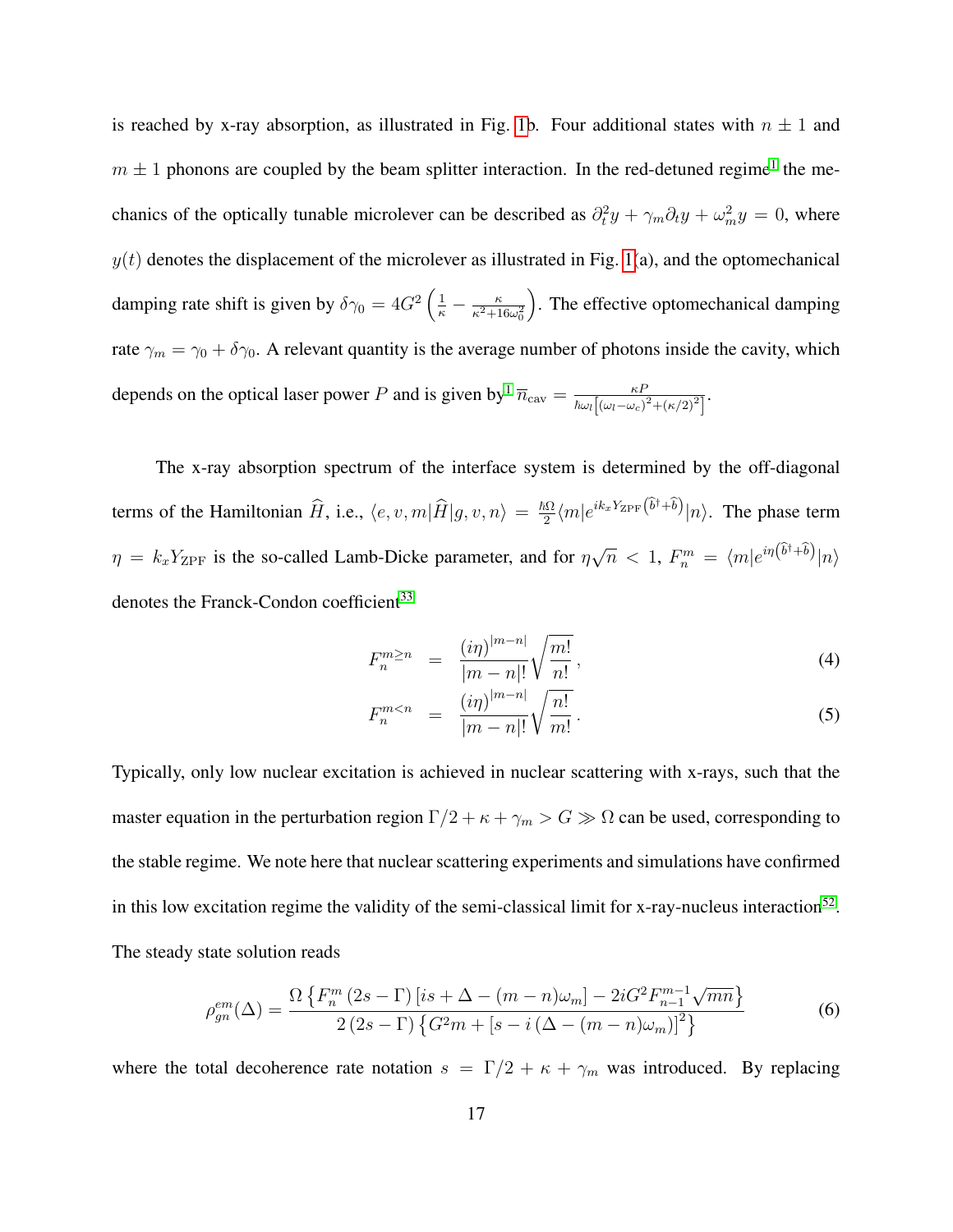is reached by x-ray absorption, as illustrated in Fig. 1b. Four additional states with $n \pm 1$ and $m \pm 1$ phonons are coupled by the beam splitter interaction. In the red-detuned regime[1] the mechanics of the optically tunable microlever can be described as $\partial_t^2 y + \gamma_m \partial_t y + \omega_m^2 y = 0$, where $y(t)$ denotes the displacement of the microlever as illustrated in Fig. 1(a), and the optomechanical damping rate shift is given by $\delta\gamma_0 = 4G^2 \left( \frac{1}{\kappa} - \frac{\kappa}{\kappa^2 + 16\omega_0^2} \right)$. The effective optomechanical damping rate $\gamma_m = \gamma_0 + \delta\gamma_0$. A relevant quantity is the average number of photons inside the cavity, which depends on the optical laser power $P$ and is given by[1] $\overline{n}_{\text{cav}} = \frac{\kappa P}{\hbar\omega_l \left[ (\omega_l - \omega_c)^2 + (\kappa/2)^2 \right]}$.

The x-ray absorption spectrum of the interface system is determined by the off-diagonal terms of the Hamiltonian $\widehat{H}$, i.e., $\langle e, v, m | \widehat{H} | g, v, n \rangle = \frac{\hbar\Omega}{2} \langle m | e^{i k_x Y_{\text{ZPF}} \left( \widehat{b}^\dagger + \widehat{b} \right)} | n \rangle$. The phase term $\eta = k_x Y_{\text{ZPF}}$ is the so-called Lamb-Dicke parameter, and for $\eta\sqrt{n} < 1$, $F_n^m = \langle m | e^{i\eta \left( \widehat{b}^\dagger + \widehat{b} \right)} | n \rangle$ denotes the Franck-Condon coefficient[33]

$$
F_n^{m \geq n} = \frac{(i\eta)^{|m-n|}}{|m-n|!} \sqrt{\frac{m!}{n!}}\,, \tag{4}
$$

$$
F_n^{m < n} = \frac{(i\eta)^{|m-n|}}{|m-n|!} \sqrt{\frac{n!}{m!}}\,. \tag{5}
$$

Typically, only low nuclear excitation is achieved in nuclear scattering with x-rays, such that the master equation in the perturbation region $\Gamma/2 + \kappa + \gamma_m > G \gg \Omega$ can be used, corresponding to the stable regime. We note here that nuclear scattering experiments and simulations have confirmed in this low excitation regime the validity of the semi-classical limit for x-ray-nucleus interaction[52]. The steady state solution reads

$$
\rho_{gn}^{em}(\Delta) = \frac{\Omega \left\{ F_n^m \left(2s - \Gamma\right) \left[ is + \Delta - (m-n)\omega_m \right] - 2iG^2 F_{n-1}^{m-1} \sqrt{mn} \right\}}{2 \left(2s - \Gamma\right) \left\{ G^2 m + \left[ s - i \left( \Delta - (m-n)\omega_m \right) \right]^2 \right\}} \tag{6}
$$

where the total decoherence rate notation $s = \Gamma/2 + \kappa + \gamma_m$ was introduced. By replacing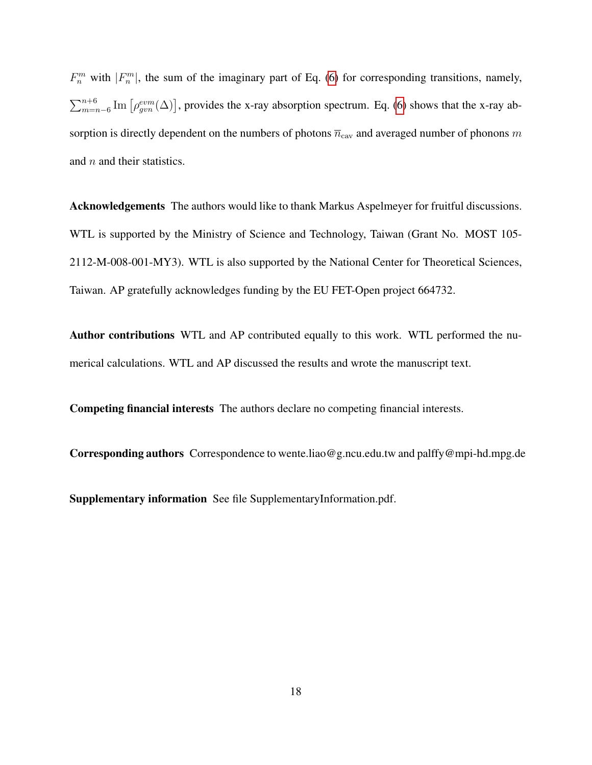$F_n^m$ with $|F_n^m|$, the sum of the imaginary part of Eq. (6) for corresponding transitions, namely, $\sum_{m=n-6}^{n+6} \mathrm{Im}\left[\rho_{gvn}^{evm}(\Delta)\right]$, provides the x-ray absorption spectrum. Eq. (6) shows that the x-ray absorption is directly dependent on the numbers of photons $\overline{n}_{\mathrm{cav}}$ and averaged number of phonons $m$ and $n$ and their statistics.

**Acknowledgements** The authors would like to thank Markus Aspelmeyer for fruitful discussions. WTL is supported by the Ministry of Science and Technology, Taiwan (Grant No. MOST 105-2112-M-008-001-MY3). WTL is also supported by the National Center for Theoretical Sciences, Taiwan. AP gratefully acknowledges funding by the EU FET-Open project 664732.

**Author contributions** WTL and AP contributed equally to this work. WTL performed the numerical calculations. WTL and AP discussed the results and wrote the manuscript text.

**Competing financial interests** The authors declare no competing financial interests.

**Corresponding authors** Correspondence to wente.liao@g.ncu.edu.tw and palffy@mpi-hd.mpg.de

**Supplementary information** See file SupplementaryInformation.pdf.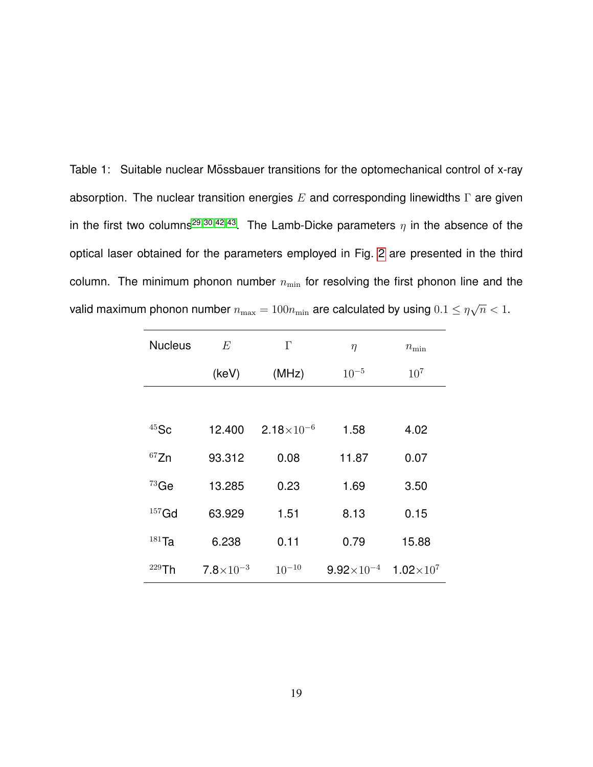Table 1: Suitable nuclear Mössbauer transitions for the optomechanical control of x-ray absorption. The nuclear transition energies $E$ and corresponding linewidths $\Gamma$ are given in the first two columns[29,30,42,43]. The Lamb-Dicke parameters $\eta$ in the absence of the optical laser obtained for the parameters employed in Fig. 2 are presented in the third column. The minimum phonon number $n_{\mathrm{min}}$ for resolving the first phonon line and the valid maximum phonon number $n_{\mathrm{max}} = 100 n_{\mathrm{min}}$ are calculated by using $0.1 \leq \eta\sqrt{n} < 1$.

| Nucleus | $E$ (keV) | $\Gamma$ (MHz) | $\eta$ $10^{-5}$ | $n_{\mathrm{min}}$ $10^{7}$ |
|---|---|---|---|---|
| $^{45}$Sc | 12.400 | $2.18\times10^{-6}$ | 1.58 | 4.02 |
| $^{67}$Zn | 93.312 | 0.08 | 11.87 | 0.07 |
| $^{73}$Ge | 13.285 | 0.23 | 1.69 | 3.50 |
| $^{157}$Gd | 63.929 | 1.51 | 8.13 | 0.15 |
| $^{181}$Ta | 6.238 | 0.11 | 0.79 | 15.88 |
| $^{229}$Th | $7.8\times10^{-3}$ | $10^{-10}$ | $9.92\times10^{-4}$ | $1.02\times10^{7}$ |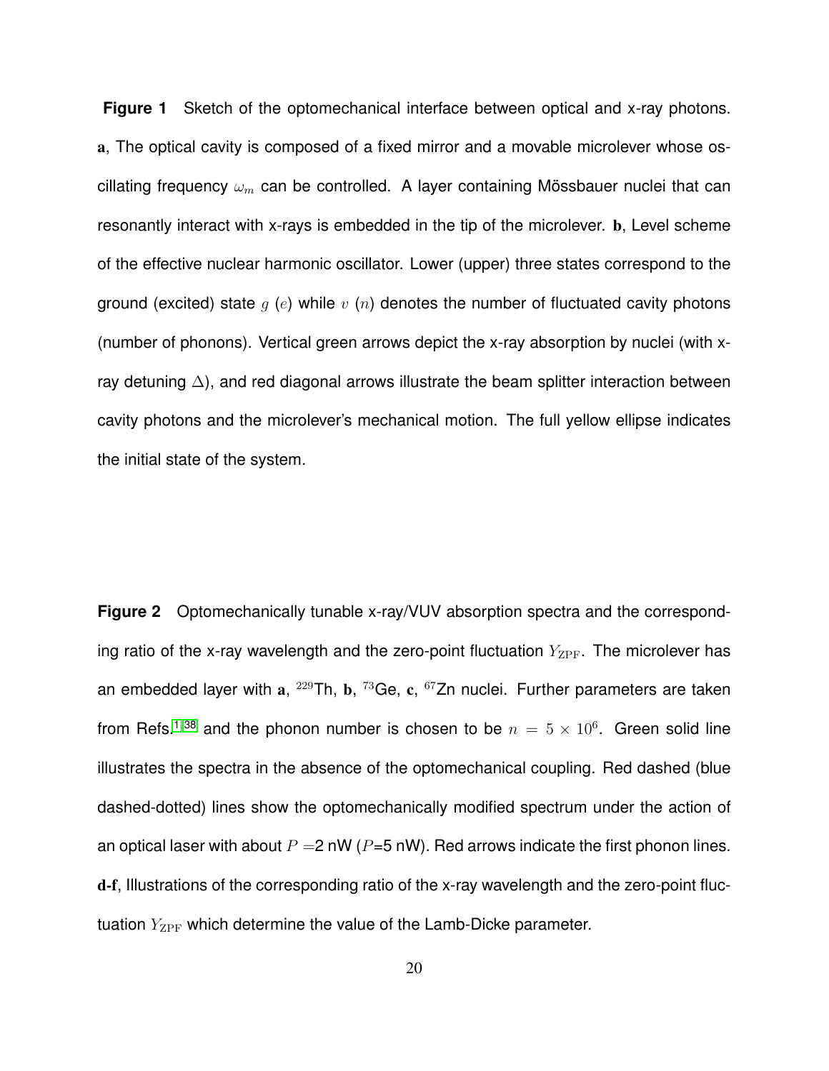**Figure 1** Sketch of the optomechanical interface between optical and x-ray photons. **a**, The optical cavity is composed of a fixed mirror and a movable microlever whose oscillating frequency $\omega_m$ can be controlled. A layer containing Mössbauer nuclei that can resonantly interact with x-rays is embedded in the tip of the microlever. **b**, Level scheme of the effective nuclear harmonic oscillator. Lower (upper) three states correspond to the ground (excited) state $g$ ($e$) while $v$ ($n$) denotes the number of fluctuated cavity photons (number of phonons). Vertical green arrows depict the x-ray absorption by nuclei (with x-ray detuning $\Delta$), and red diagonal arrows illustrate the beam splitter interaction between cavity photons and the microlever's mechanical motion. The full yellow ellipse indicates the initial state of the system.

**Figure 2** Optomechanically tunable x-ray/VUV absorption spectra and the corresponding ratio of the x-ray wavelength and the zero-point fluctuation $Y_{\rm ZPF}$. The microlever has an embedded layer with **a**, $^{229}$Th, **b**, $^{73}$Ge, **c**, $^{67}$Zn nuclei. Further parameters are taken from Refs.[1,38] and the phonon number is chosen to be $n = 5 \times 10^6$. Green solid line illustrates the spectra in the absence of the optomechanical coupling. Red dashed (blue dashed-dotted) lines show the optomechanically modified spectrum under the action of an optical laser with about $P$ =2 nW ($P$=5 nW). Red arrows indicate the first phonon lines. **d-f**, Illustrations of the corresponding ratio of the x-ray wavelength and the zero-point fluctuation $Y_{\rm ZPF}$ which determine the value of the Lamb-Dicke parameter.